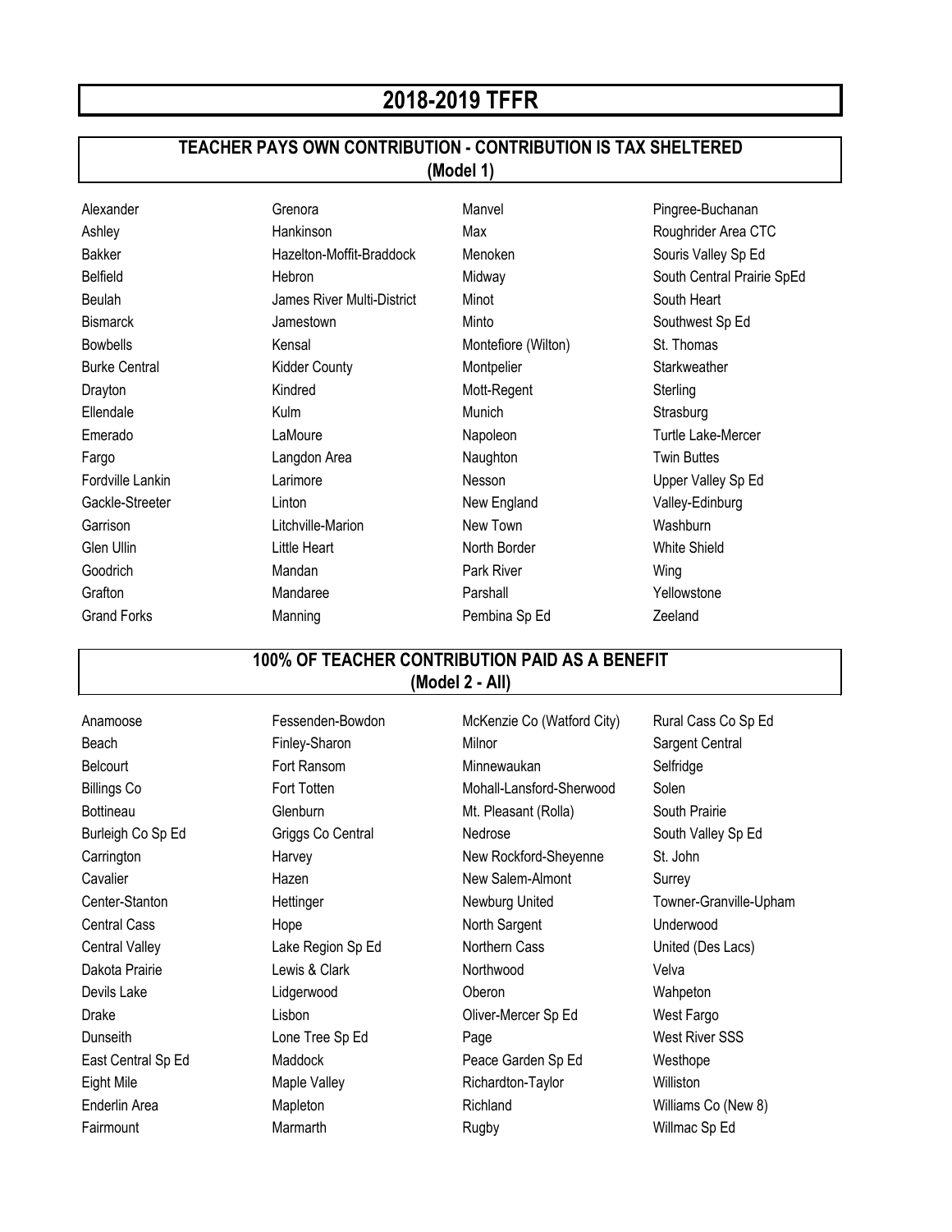# 2018-2019 TFFR

## TEACHER PAYS OWN CONTRIBUTION - CONTRIBUTION IS TAX SHELTERED (Model 1)

| | | | |
|---|---|---|---|
| Alexander | Grenora | Manvel | Pingree-Buchanan |
| Ashley | Hankinson | Max | Roughrider Area CTC |
| Bakker | Hazelton-Moffit-Braddock | Menoken | Souris Valley Sp Ed |
| Belfield | Hebron | Midway | South Central Prairie SpEd |
| Beulah | James River Multi-District | Minot | South Heart |
| Bismarck | Jamestown | Minto | Southwest Sp Ed |
| Bowbells | Kensal | Montefiore (Wilton) | St. Thomas |
| Burke Central | Kidder County | Montpelier | Starkweather |
| Drayton | Kindred | Mott-Regent | Sterling |
| Ellendale | Kulm | Munich | Strasburg |
| Emerado | LaMoure | Napoleon | Turtle Lake-Mercer |
| Fargo | Langdon Area | Naughton | Twin Buttes |
| Fordville Lankin | Larimore | Nesson | Upper Valley Sp Ed |
| Gackle-Streeter | Linton | New England | Valley-Edinburg |
| Garrison | Litchville-Marion | New Town | Washburn |
| Glen Ullin | Little Heart | North Border | White Shield |
| Goodrich | Mandan | Park River | Wing |
| Grafton | Mandaree | Parshall | Yellowstone |
| Grand Forks | Manning | Pembina Sp Ed | Zeeland |

## 100% OF TEACHER CONTRIBUTION PAID AS A BENEFIT (Model 2 - All)

| | | | |
|---|---|---|---|
| Anamoose | Fessenden-Bowdon | McKenzie Co (Watford City) | Rural Cass Co Sp Ed |
| Beach | Finley-Sharon | Milnor | Sargent Central |
| Belcourt | Fort Ransom | Minnewaukan | Selfridge |
| Billings Co | Fort Totten | Mohall-Lansford-Sherwood | Solen |
| Bottineau | Glenburn | Mt. Pleasant (Rolla) | South Prairie |
| Burleigh Co Sp Ed | Griggs Co Central | Nedrose | South Valley Sp Ed |
| Carrington | Harvey | New Rockford-Sheyenne | St. John |
| Cavalier | Hazen | New Salem-Almont | Surrey |
| Center-Stanton | Hettinger | Newburg United | Towner-Granville-Upham |
| Central Cass | Hope | North Sargent | Underwood |
| Central Valley | Lake Region Sp Ed | Northern Cass | United (Des Lacs) |
| Dakota Prairie | Lewis & Clark | Northwood | Velva |
| Devils Lake | Lidgerwood | Oberon | Wahpeton |
| Drake | Lisbon | Oliver-Mercer Sp Ed | West Fargo |
| Dunseith | Lone Tree Sp Ed | Page | West River SSS |
| East Central Sp Ed | Maddock | Peace Garden Sp Ed | Westhope |
| Eight Mile | Maple Valley | Richardton-Taylor | Williston |
| Enderlin Area | Mapleton | Richland | Williams Co (New 8) |
| Fairmount | Marmarth | Rugby | Willmac Sp Ed |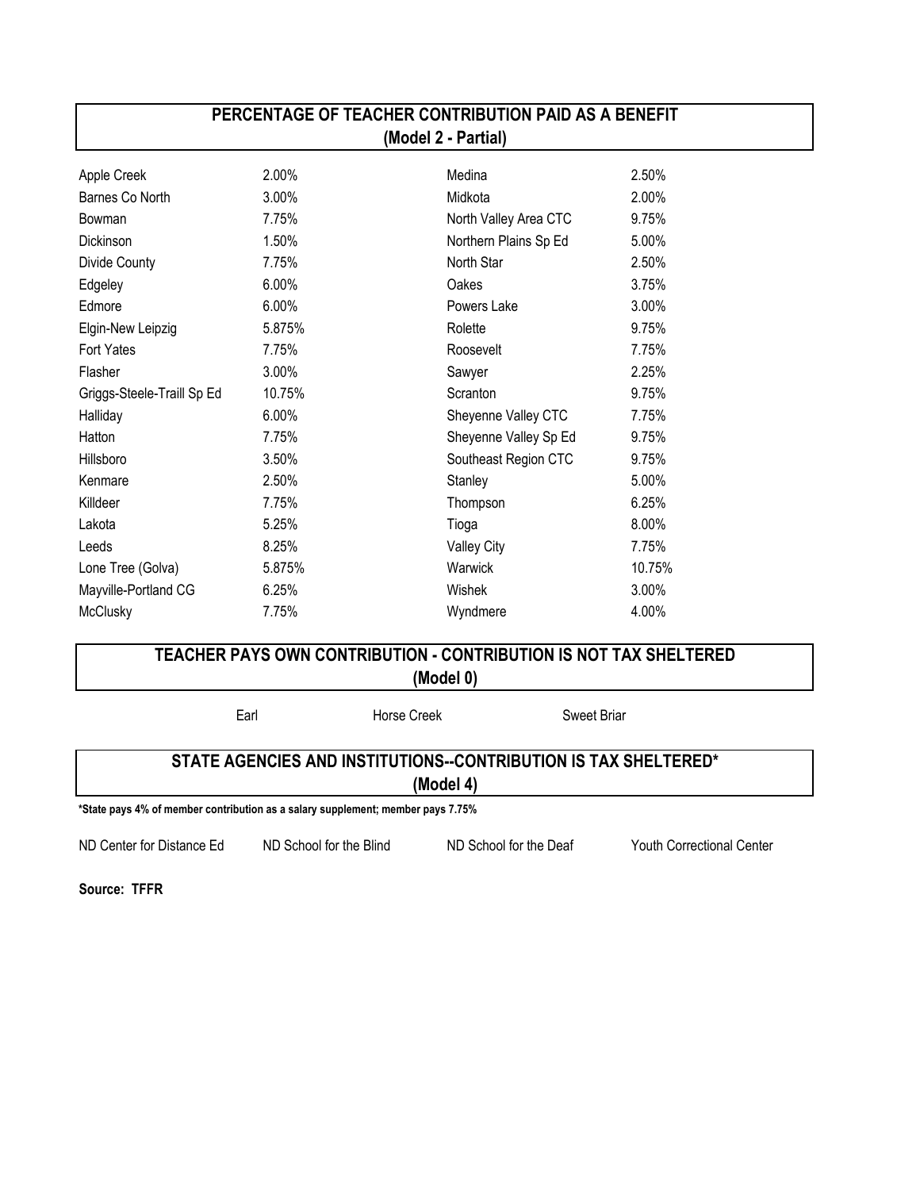## PERCENTAGE OF TEACHER CONTRIBUTION PAID AS A BENEFIT
## (Model 2 - Partial)

| | | | |
|---|---|---|---|
| Apple Creek | 2.00% | Medina | 2.50% |
| Barnes Co North | 3.00% | Midkota | 2.00% |
| Bowman | 7.75% | North Valley Area CTC | 9.75% |
| Dickinson | 1.50% | Northern Plains Sp Ed | 5.00% |
| Divide County | 7.75% | North Star | 2.50% |
| Edgeley | 6.00% | Oakes | 3.75% |
| Edmore | 6.00% | Powers Lake | 3.00% |
| Elgin-New Leipzig | 5.875% | Rolette | 9.75% |
| Fort Yates | 7.75% | Roosevelt | 7.75% |
| Flasher | 3.00% | Sawyer | 2.25% |
| Griggs-Steele-Traill Sp Ed | 10.75% | Scranton | 9.75% |
| Halliday | 6.00% | Sheyenne Valley CTC | 7.75% |
| Hatton | 7.75% | Sheyenne Valley Sp Ed | 9.75% |
| Hillsboro | 3.50% | Southeast Region CTC | 9.75% |
| Kenmare | 2.50% | Stanley | 5.00% |
| Killdeer | 7.75% | Thompson | 6.25% |
| Lakota | 5.25% | Tioga | 8.00% |
| Leeds | 8.25% | Valley City | 7.75% |
| Lone Tree (Golva) | 5.875% | Warwick | 10.75% |
| Mayville-Portland CG | 6.25% | Wishek | 3.00% |
| McClusky | 7.75% | Wyndmere | 4.00% |

## TEACHER PAYS OWN CONTRIBUTION - CONTRIBUTION IS NOT TAX SHELTERED
## (Model 0)

Earl Horse Creek Sweet Briar

## STATE AGENCIES AND INSTITUTIONS--CONTRIBUTION IS TAX SHELTERED*
## (Model 4)

**\*State pays 4% of member contribution as a salary supplement; member pays 7.75%**

ND Center for Distance Ed ND School for the Blind ND School for the Deaf Youth Correctional Center

**Source: TFFR**